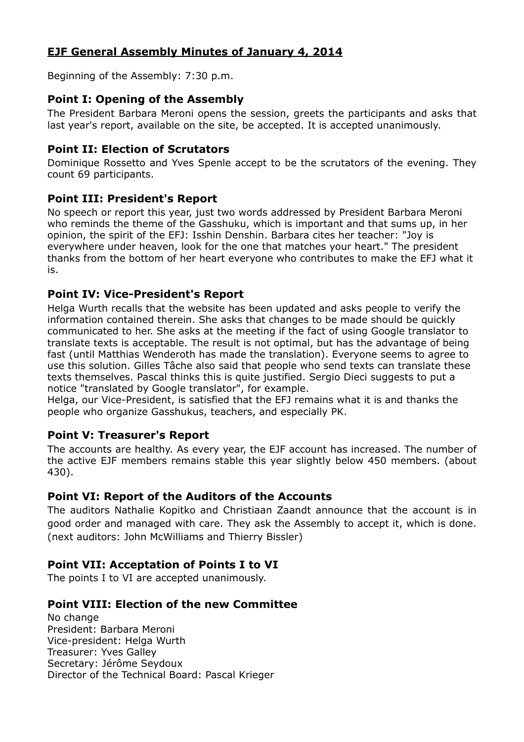# EJF General Assembly Minutes of January 4, 2014

Beginning of the Assembly: 7:30 p.m.

## Point I: Opening of the Assembly

The President Barbara Meroni opens the session, greets the participants and asks that last year's report, available on the site, be accepted. It is accepted unanimously.

## Point II: Election of Scrutators

Dominique Rossetto and Yves Spenle accept to be the scrutators of the evening. They count 69 participants.

## Point III: President's Report

No speech or report this year, just two words addressed by President Barbara Meroni who reminds the theme of the Gasshuku, which is important and that sums up, in her opinion, the spirit of the EFJ: Isshin Denshin. Barbara cites her teacher: "Joy is everywhere under heaven, look for the one that matches your heart." The president thanks from the bottom of her heart everyone who contributes to make the EFJ what it is.

## Point IV: Vice-President's Report

Helga Wurth recalls that the website has been updated and asks people to verify the information contained therein. She asks that changes to be made should be quickly communicated to her. She asks at the meeting if the fact of using Google translator to translate texts is acceptable. The result is not optimal, but has the advantage of being fast (until Matthias Wenderoth has made the translation). Everyone seems to agree to use this solution. Gilles Tâche also said that people who send texts can translate these texts themselves. Pascal thinks this is quite justified. Sergio Dieci suggests to put a notice "translated by Google translator", for example.

Helga, our Vice-President, is satisfied that the EFJ remains what it is and thanks the people who organize Gasshukus, teachers, and especially PK.

## Point V: Treasurer's Report

The accounts are healthy. As every year, the EJF account has increased. The number of the active EJF members remains stable this year slightly below 450 members. (about 430).

## Point VI: Report of the Auditors of the Accounts

The auditors Nathalie Kopitko and Christiaan Zaandt announce that the account is in good order and managed with care. They ask the Assembly to accept it, which is done. (next auditors: John McWilliams and Thierry Bissler)

## Point VII: Acceptation of Points I to VI

The points I to VI are accepted unanimously.

## Point VIII: Election of the new Committee

No change
President: Barbara Meroni
Vice-president: Helga Wurth
Treasurer: Yves Galley
Secretary: Jérôme Seydoux
Director of the Technical Board: Pascal Krieger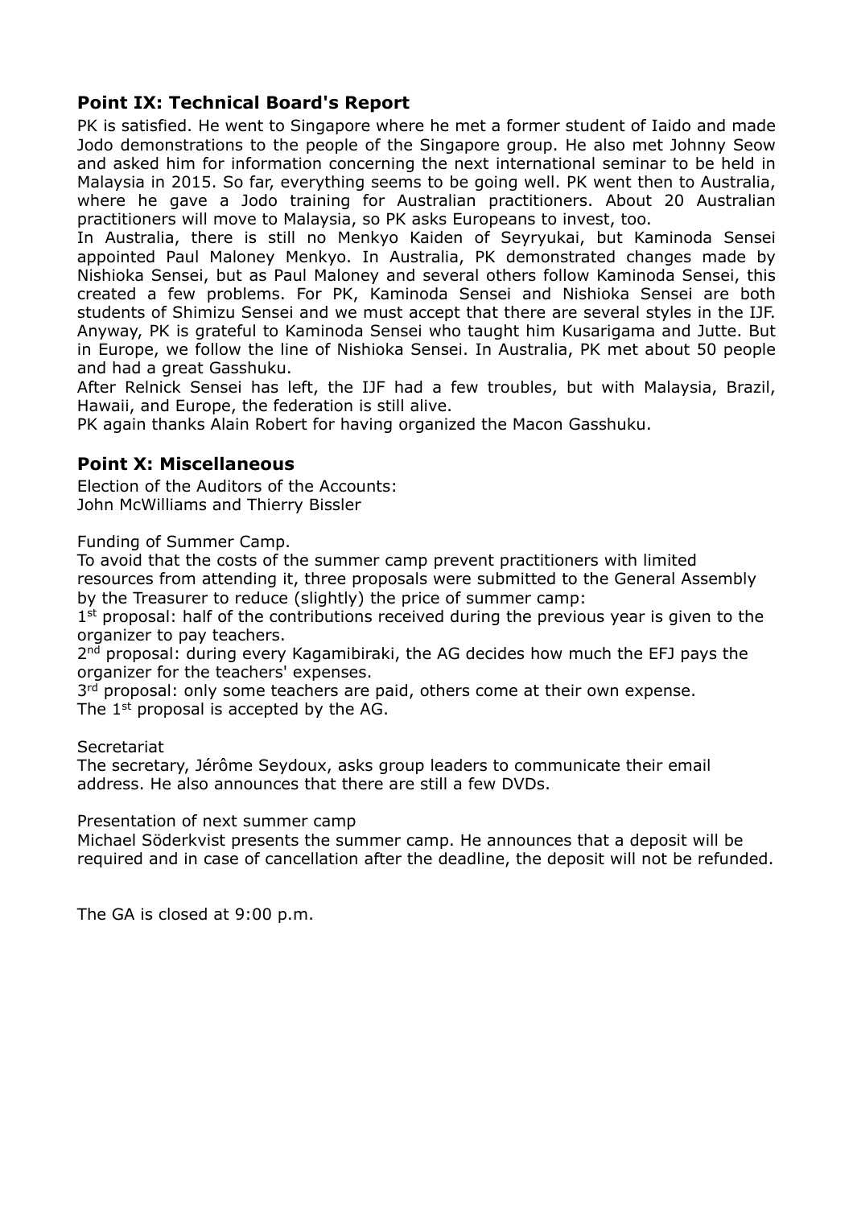## Point IX: Technical Board's Report

PK is satisfied. He went to Singapore where he met a former student of Iaido and made Jodo demonstrations to the people of the Singapore group. He also met Johnny Seow and asked him for information concerning the next international seminar to be held in Malaysia in 2015. So far, everything seems to be going well. PK went then to Australia, where he gave a Jodo training for Australian practitioners. About 20 Australian practitioners will move to Malaysia, so PK asks Europeans to invest, too.

In Australia, there is still no Menkyo Kaiden of Seyryukai, but Kaminoda Sensei appointed Paul Maloney Menkyo. In Australia, PK demonstrated changes made by Nishioka Sensei, but as Paul Maloney and several others follow Kaminoda Sensei, this created a few problems. For PK, Kaminoda Sensei and Nishioka Sensei are both students of Shimizu Sensei and we must accept that there are several styles in the IJF. Anyway, PK is grateful to Kaminoda Sensei who taught him Kusarigama and Jutte. But in Europe, we follow the line of Nishioka Sensei. In Australia, PK met about 50 people and had a great Gasshuku.

After Relnick Sensei has left, the IJF had a few troubles, but with Malaysia, Brazil, Hawaii, and Europe, the federation is still alive.

PK again thanks Alain Robert for having organized the Macon Gasshuku.

## Point X: Miscellaneous

Election of the Auditors of the Accounts:
John McWilliams and Thierry Bissler

Funding of Summer Camp.

To avoid that the costs of the summer camp prevent practitioners with limited resources from attending it, three proposals were submitted to the General Assembly by the Treasurer to reduce (slightly) the price of summer camp:

1st proposal: half of the contributions received during the previous year is given to the organizer to pay teachers.

2nd proposal: during every Kagamibiraki, the AG decides how much the EFJ pays the organizer for the teachers' expenses.

3rd proposal: only some teachers are paid, others come at their own expense.

The 1st proposal is accepted by the AG.

Secretariat

The secretary, Jérôme Seydoux, asks group leaders to communicate their email address. He also announces that there are still a few DVDs.

Presentation of next summer camp

Michael Söderkvist presents the summer camp. He announces that a deposit will be required and in case of cancellation after the deadline, the deposit will not be refunded.

The GA is closed at 9:00 p.m.